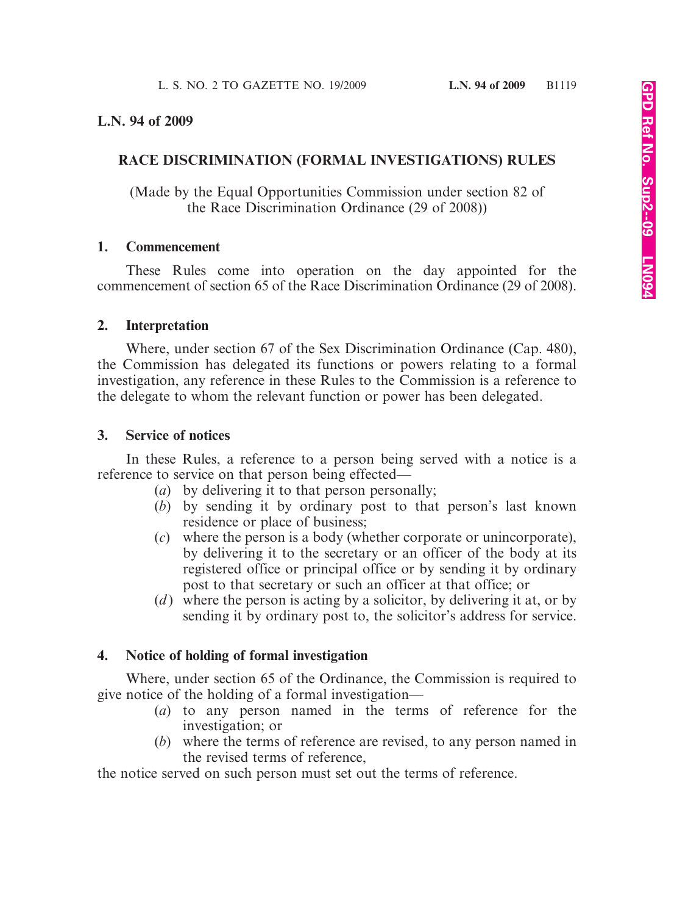**L.N. 94 of 2009**

## RACE DISCRIMINATION (FORMAL INVESTIGATIONS) RULES

(Made by the Equal Opportunities Commission under section 82 of the Race Discrimination Ordinance (29 of 2008))

### 1. Commencement

These Rules come into operation on the day appointed for the commencement of section 65 of the Race Discrimination Ordinance (29 of 2008).

### 2. Interpretation

Where, under section 67 of the Sex Discrimination Ordinance (Cap. 480), the Commission has delegated its functions or powers relating to a formal investigation, any reference in these Rules to the Commission is a reference to the delegate to whom the relevant function or power has been delegated.

### 3. Service of notices

In these Rules, a reference to a person being served with a notice is a reference to service on that person being effected—

(*a*) by delivering it to that person personally;

(*b*) by sending it by ordinary post to that person's last known residence or place of business;

(*c*) where the person is a body (whether corporate or unincorporate), by delivering it to the secretary or an officer of the body at its registered office or principal office or by sending it by ordinary post to that secretary or such an officer at that office; or

(*d*) where the person is acting by a solicitor, by delivering it at, or by sending it by ordinary post to, the solicitor's address for service.

### 4. Notice of holding of formal investigation

Where, under section 65 of the Ordinance, the Commission is required to give notice of the holding of a formal investigation—

(*a*) to any person named in the terms of reference for the investigation; or

(*b*) where the terms of reference are revised, to any person named in the revised terms of reference,

the notice served on such person must set out the terms of reference.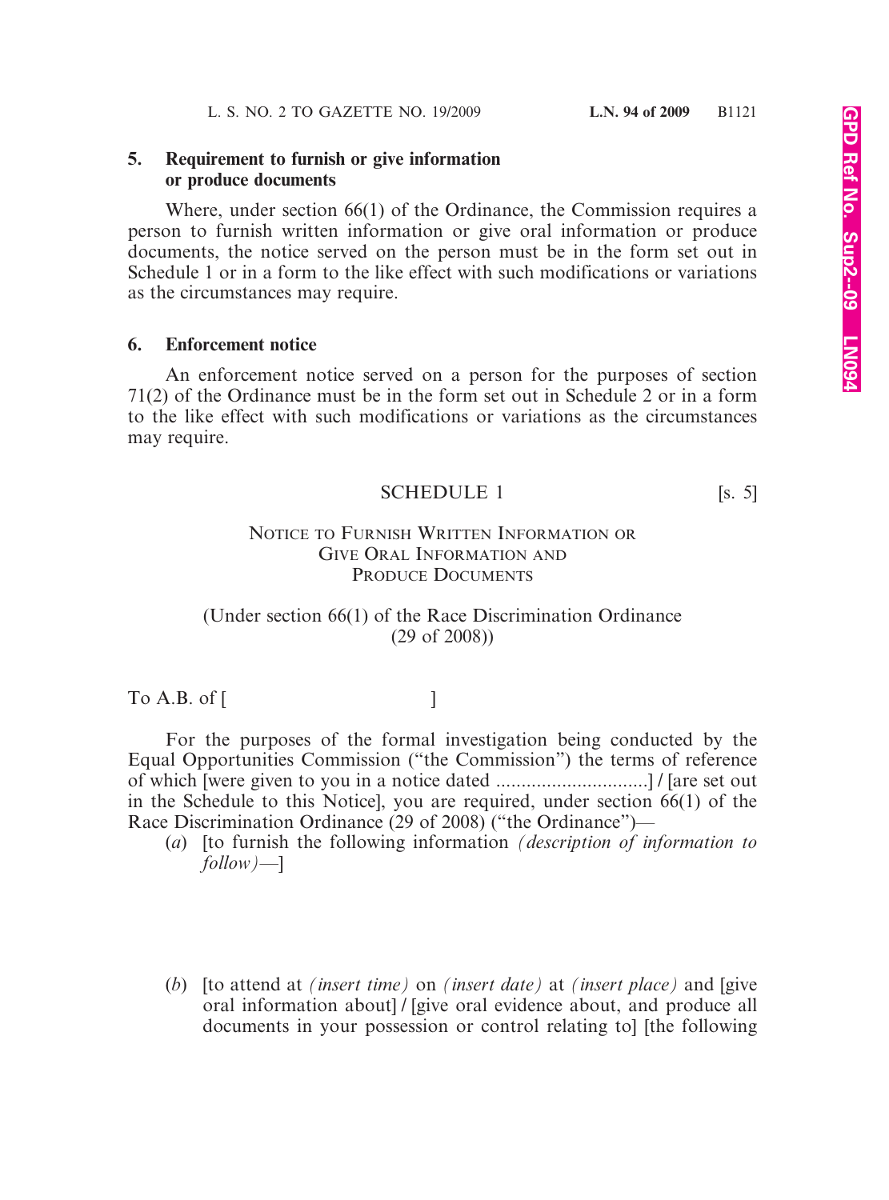### 5. Requirement to furnish or give information or produce documents

Where, under section 66(1) of the Ordinance, the Commission requires a person to furnish written information or give oral information or produce documents, the notice served on the person must be in the form set out in Schedule 1 or in a form to the like effect with such modifications or variations as the circumstances may require.

### 6. Enforcement notice

An enforcement notice served on a person for the purposes of section 71(2) of the Ordinance must be in the form set out in Schedule 2 or in a form to the like effect with such modifications or variations as the circumstances may require.

## SCHEDULE 1 [s. 5]

### NOTICE TO FURNISH WRITTEN INFORMATION OR GIVE ORAL INFORMATION AND PRODUCE DOCUMENTS

(Under section 66(1) of the Race Discrimination Ordinance (29 of 2008))

To A.B. of [                                        ]

For the purposes of the formal investigation being conducted by the Equal Opportunities Commission ("the Commission") the terms of reference of which [were given to you in a notice dated ..............................] / [are set out in the Schedule to this Notice], you are required, under section 66(1) of the Race Discrimination Ordinance (29 of 2008) ("the Ordinance")—

(*a*) [to furnish the following information *(description of information to follow)*—]

(*b*) [to attend at *(insert time)* on *(insert date)* at *(insert place)* and [give oral information about] / [give oral evidence about, and produce all documents in your possession or control relating to] [the following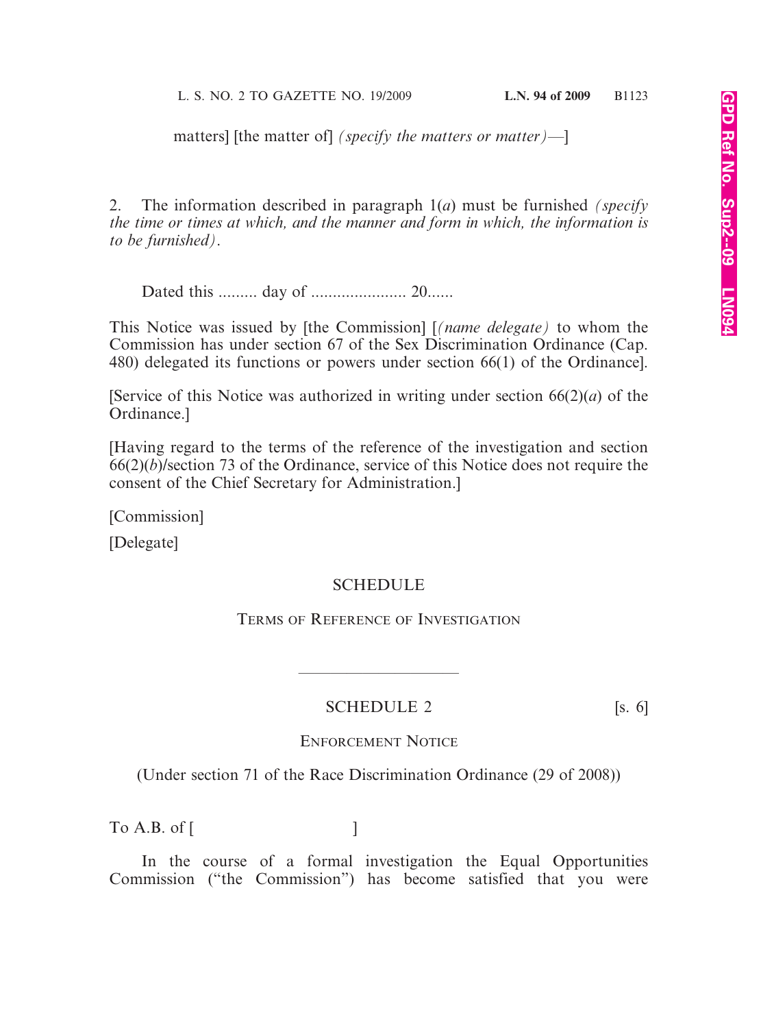matters] [the matter of] *(specify the matters or matter)*—]

2. The information described in paragraph 1(*a*) must be furnished *(specify the time or times at which, and the manner and form in which, the information is to be furnished)*.

Dated this ......... day of ...................... 20......

This Notice was issued by [the Commission] [*(name delegate)* to whom the Commission has under section 67 of the Sex Discrimination Ordinance (Cap. 480) delegated its functions or powers under section 66(1) of the Ordinance].

[Service of this Notice was authorized in writing under section 66(2)(*a*) of the Ordinance.]

[Having regard to the terms of the reference of the investigation and section 66(2)(*b*)/section 73 of the Ordinance, service of this Notice does not require the consent of the Chief Secretary for Administration.]

[Commission]

[Delegate]

## SCHEDULE

### Terms of Reference of Investigation

---

## SCHEDULE 2 [s. 6]

### Enforcement Notice

(Under section 71 of the Race Discrimination Ordinance (29 of 2008))

To A.B. of [ ]

In the course of a formal investigation the Equal Opportunities Commission ("the Commission") has become satisfied that you were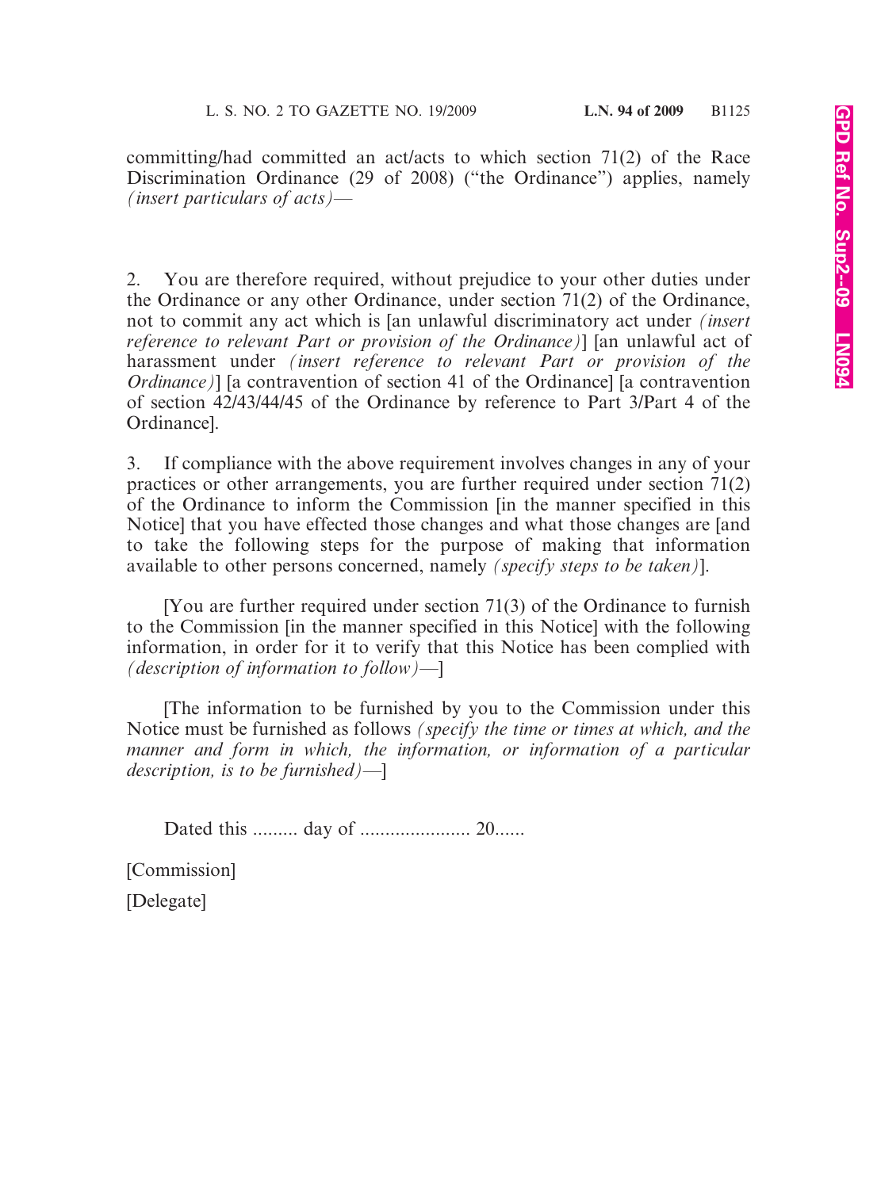committing/had committed an act/acts to which section 71(2) of the Race Discrimination Ordinance (29 of 2008) ("the Ordinance") applies, namely *(insert particulars of acts)*—

2. You are therefore required, without prejudice to your other duties under the Ordinance or any other Ordinance, under section 71(2) of the Ordinance, not to commit any act which is [an unlawful discriminatory act under *(insert reference to relevant Part or provision of the Ordinance)*] [an unlawful act of harassment under *(insert reference to relevant Part or provision of the Ordinance)*] [a contravention of section 41 of the Ordinance] [a contravention of section 42/43/44/45 of the Ordinance by reference to Part 3/Part 4 of the Ordinance].

3. If compliance with the above requirement involves changes in any of your practices or other arrangements, you are further required under section 71(2) of the Ordinance to inform the Commission [in the manner specified in this Notice] that you have effected those changes and what those changes are [and to take the following steps for the purpose of making that information available to other persons concerned, namely *(specify steps to be taken)*].

[You are further required under section 71(3) of the Ordinance to furnish to the Commission [in the manner specified in this Notice] with the following information, in order for it to verify that this Notice has been complied with *(description of information to follow)*—]

[The information to be furnished by you to the Commission under this Notice must be furnished as follows *(specify the time or times at which, and the manner and form in which, the information, or information of a particular description, is to be furnished)*—]

Dated this ......... day of ...................... 20......

[Commission]

[Delegate]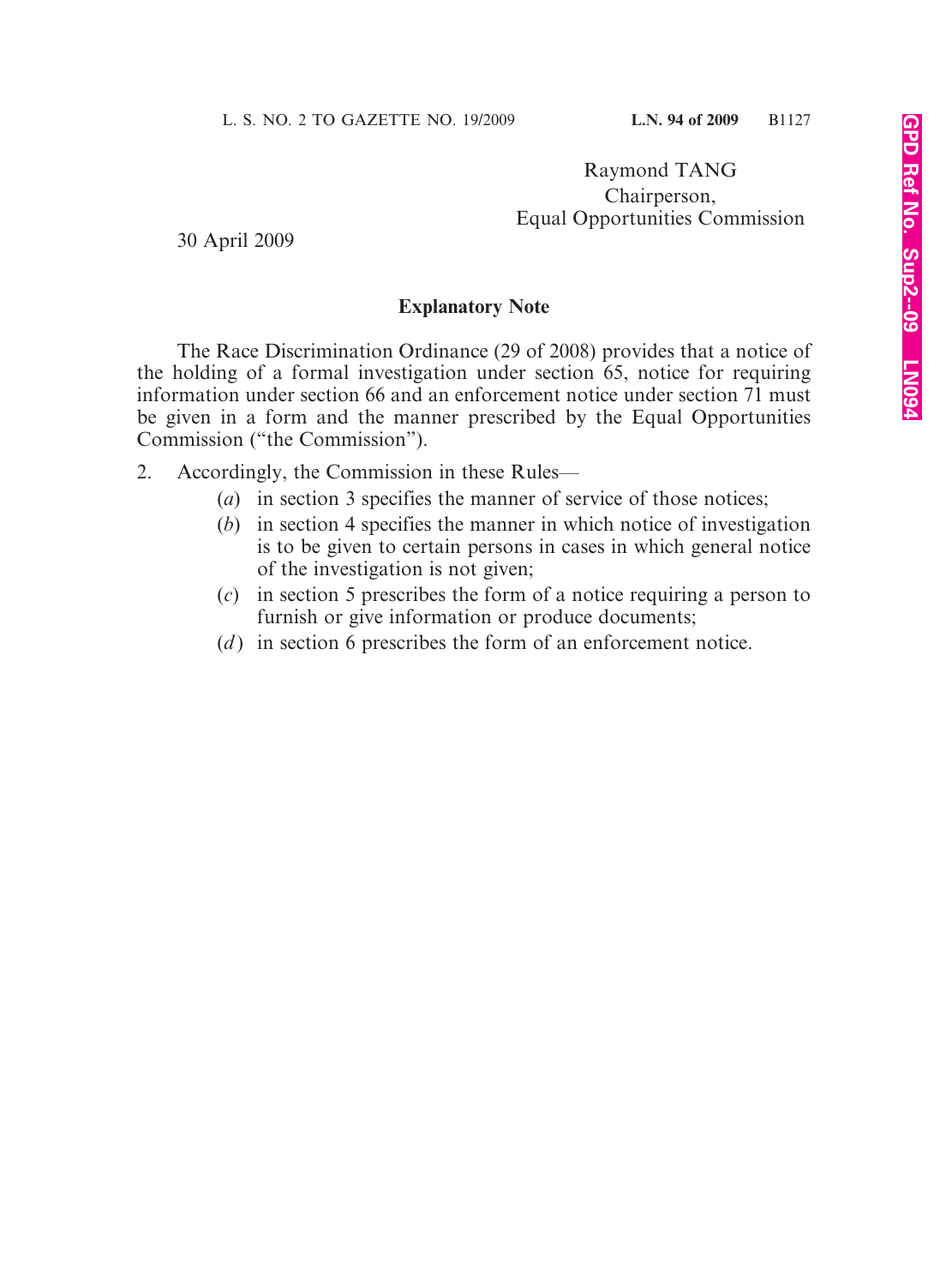Raymond TANG
Chairperson,
Equal Opportunities Commission

30 April 2009

## Explanatory Note

The Race Discrimination Ordinance (29 of 2008) provides that a notice of the holding of a formal investigation under section 65, notice for requiring information under section 66 and an enforcement notice under section 71 must be given in a form and the manner prescribed by the Equal Opportunities Commission ("the Commission").

2. Accordingly, the Commission in these Rules—
   (*a*) in section 3 specifies the manner of service of those notices;
   (*b*) in section 4 specifies the manner in which notice of investigation is to be given to certain persons in cases in which general notice of the investigation is not given;
   (*c*) in section 5 prescribes the form of a notice requiring a person to furnish or give information or produce documents;
   (*d*) in section 6 prescribes the form of an enforcement notice.